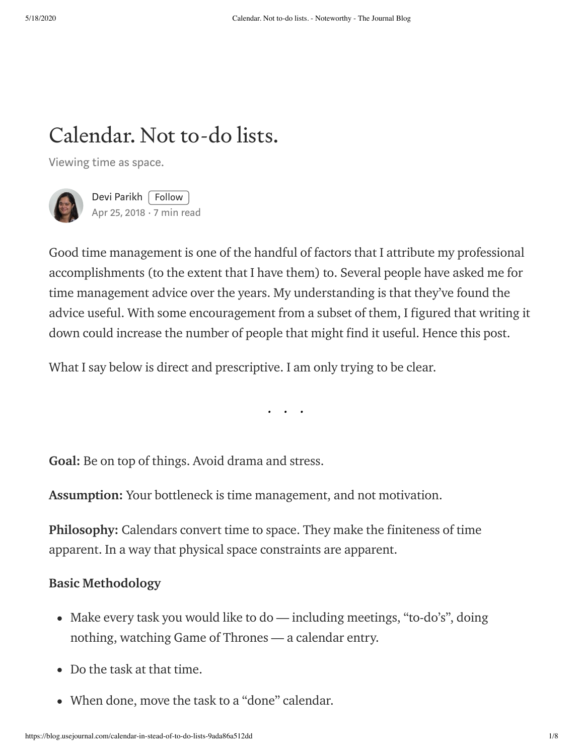# Calendar. Not to-do lists.

Viewing time as space.

Devi Parikh Follow
Apr 25, 2018 · 7 min read

Good time management is one of the handful of factors that I attribute my professional accomplishments (to the extent that I have them) to. Several people have asked me for time management advice over the years. My understanding is that they've found the advice useful. With some encouragement from a subset of them, I figured that writing it down could increase the number of people that might find it useful. Hence this post.

What I say below is direct and prescriptive. I am only trying to be clear.

. . .

**Goal:** Be on top of things. Avoid drama and stress.

**Assumption:** Your bottleneck is time management, and not motivation.

**Philosophy:** Calendars convert time to space. They make the finiteness of time apparent. In a way that physical space constraints are apparent.

### Basic Methodology

- Make every task you would like to do — including meetings, "to-do's", doing nothing, watching Game of Thrones — a calendar entry.
- Do the task at that time.
- When done, move the task to a "done" calendar.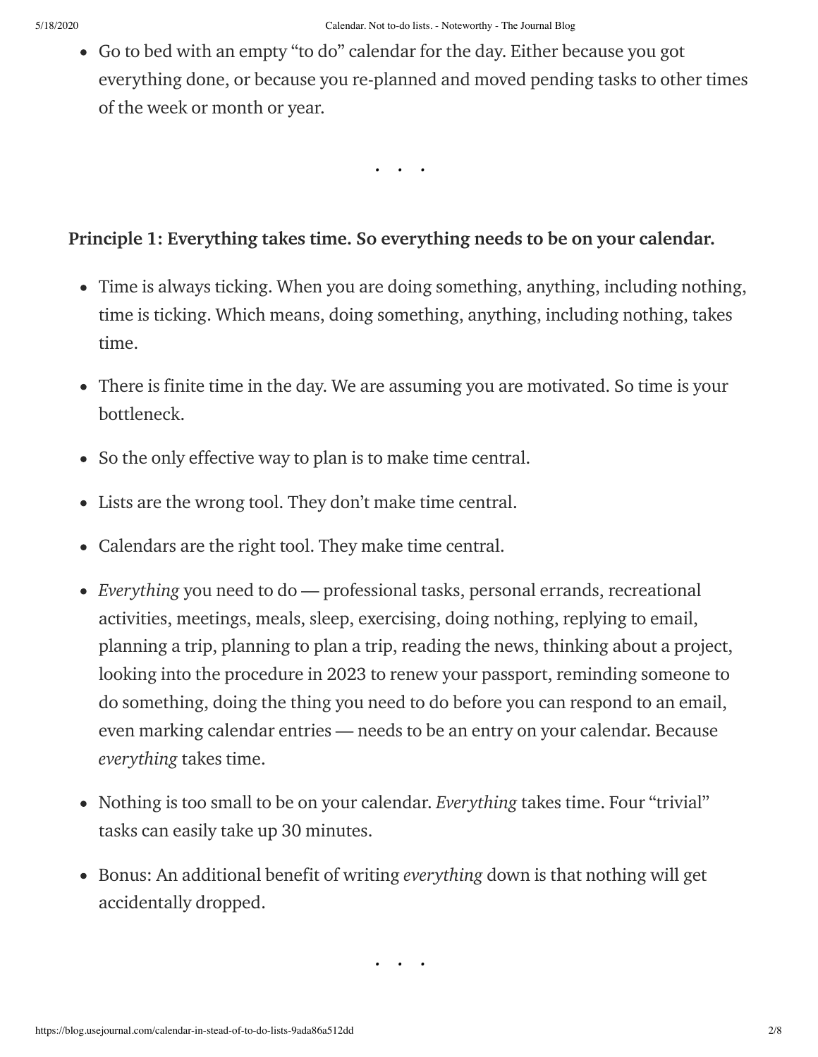- Go to bed with an empty "to do" calendar for the day. Either because you got everything done, or because you re-planned and moved pending tasks to other times of the week or month or year.

. . .

**Principle 1: Everything takes time. So everything needs to be on your calendar.**

- Time is always ticking. When you are doing something, anything, including nothing, time is ticking. Which means, doing something, anything, including nothing, takes time.
- There is finite time in the day. We are assuming you are motivated. So time is your bottleneck.
- So the only effective way to plan is to make time central.
- Lists are the wrong tool. They don't make time central.
- Calendars are the right tool. They make time central.
- *Everything* you need to do — professional tasks, personal errands, recreational activities, meetings, meals, sleep, exercising, doing nothing, replying to email, planning a trip, planning to plan a trip, reading the news, thinking about a project, looking into the procedure in 2023 to renew your passport, reminding someone to do something, doing the thing you need to do before you can respond to an email, even marking calendar entries — needs to be an entry on your calendar. Because *everything* takes time.
- Nothing is too small to be on your calendar. *Everything* takes time. Four "trivial" tasks can easily take up 30 minutes.
- Bonus: An additional benefit of writing *everything* down is that nothing will get accidentally dropped.

. . .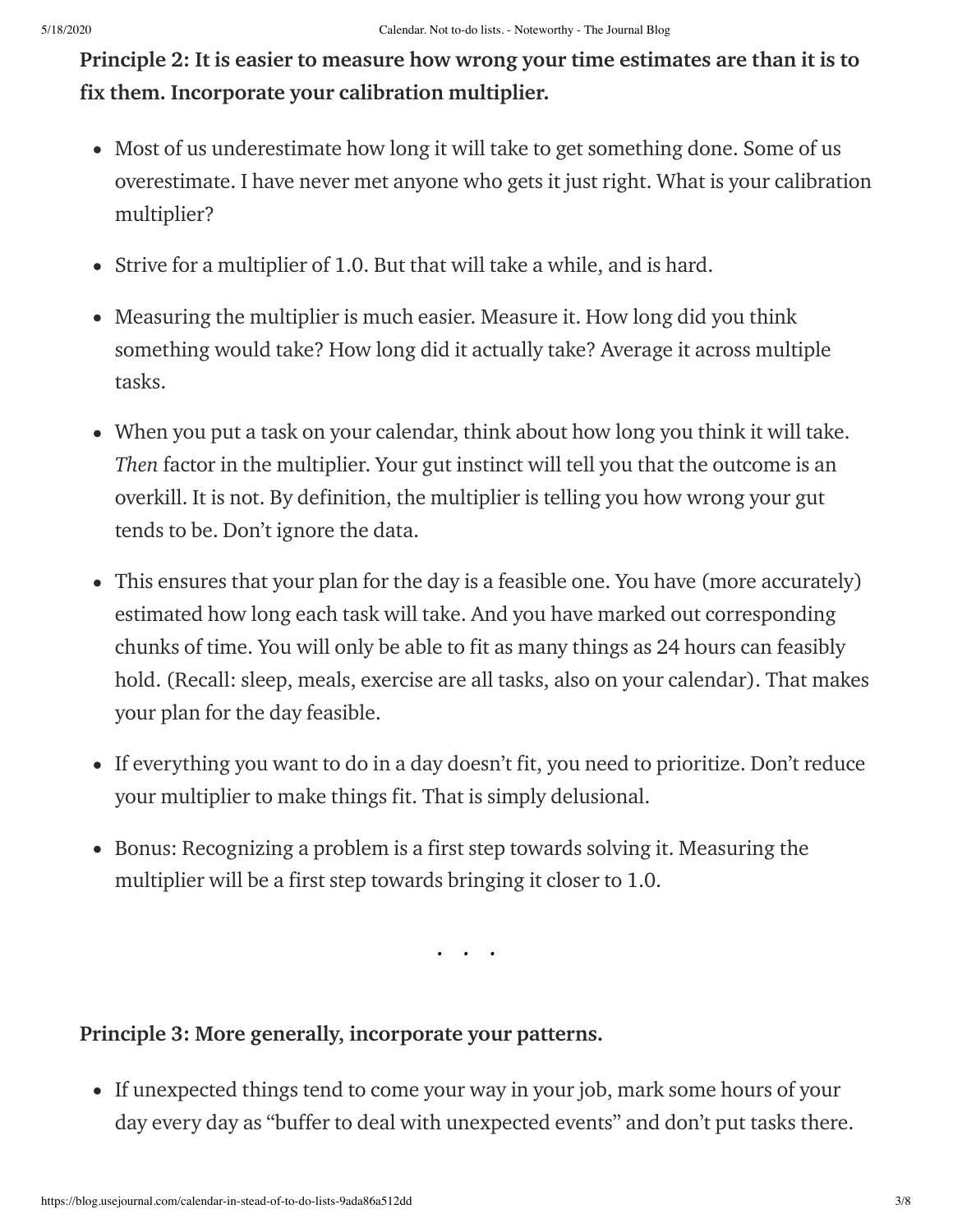**Principle 2: It is easier to measure how wrong your time estimates are than it is to fix them. Incorporate your calibration multiplier.**

- Most of us underestimate how long it will take to get something done. Some of us overestimate. I have never met anyone who gets it just right. What is your calibration multiplier?
- Strive for a multiplier of 1.0. But that will take a while, and is hard.
- Measuring the multiplier is much easier. Measure it. How long did you think something would take? How long did it actually take? Average it across multiple tasks.
- When you put a task on your calendar, think about how long you think it will take. *Then* factor in the multiplier. Your gut instinct will tell you that the outcome is an overkill. It is not. By definition, the multiplier is telling you how wrong your gut tends to be. Don't ignore the data.
- This ensures that your plan for the day is a feasible one. You have (more accurately) estimated how long each task will take. And you have marked out corresponding chunks of time. You will only be able to fit as many things as 24 hours can feasibly hold. (Recall: sleep, meals, exercise are all tasks, also on your calendar). That makes your plan for the day feasible.
- If everything you want to do in a day doesn't fit, you need to prioritize. Don't reduce your multiplier to make things fit. That is simply delusional.
- Bonus: Recognizing a problem is a first step towards solving it. Measuring the multiplier will be a first step towards bringing it closer to 1.0.

. . .

**Principle 3: More generally, incorporate your patterns.**

- If unexpected things tend to come your way in your job, mark some hours of your day every day as "buffer to deal with unexpected events" and don't put tasks there.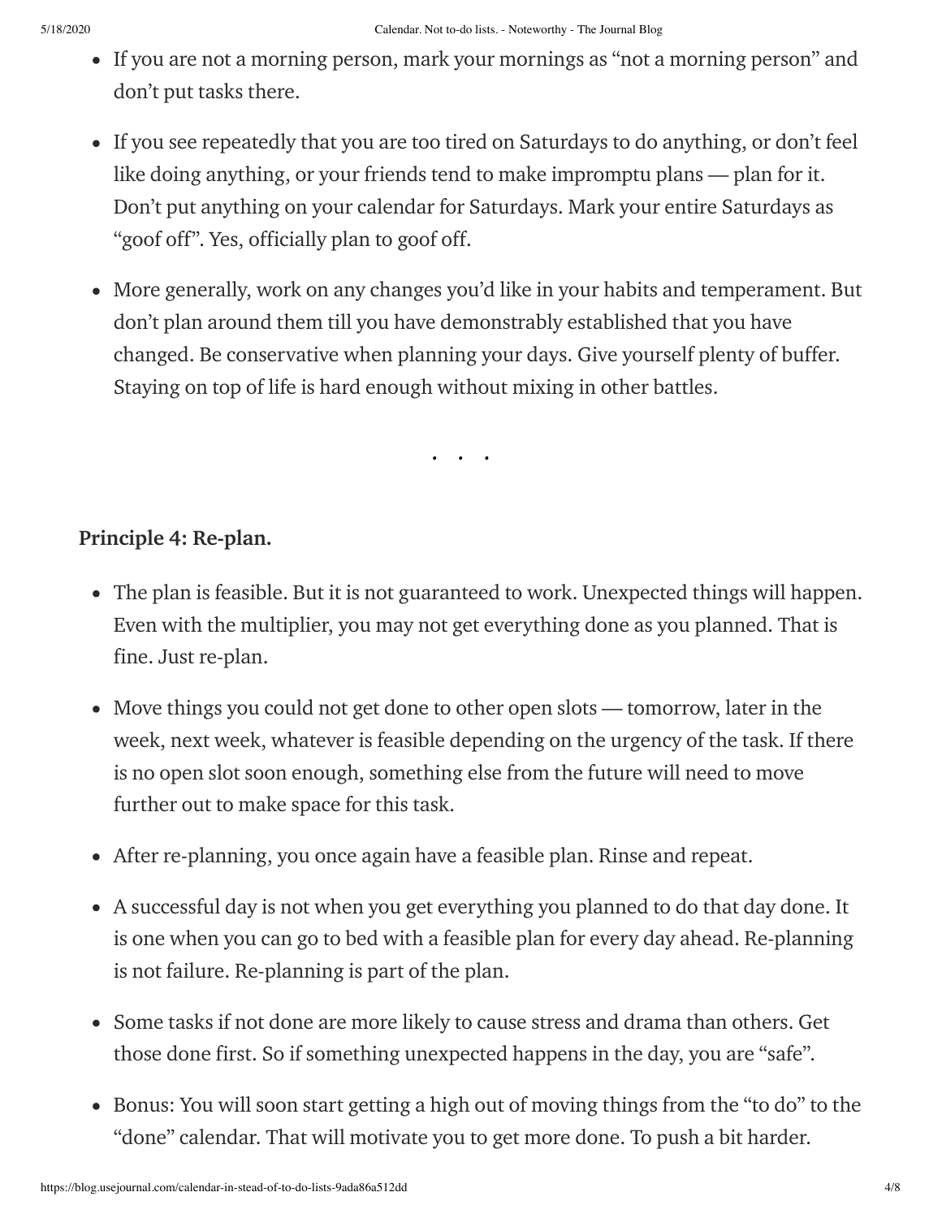- If you are not a morning person, mark your mornings as "not a morning person" and don't put tasks there.

- If you see repeatedly that you are too tired on Saturdays to do anything, or don't feel like doing anything, or your friends tend to make impromptu plans — plan for it. Don't put anything on your calendar for Saturdays. Mark your entire Saturdays as "goof off". Yes, officially plan to goof off.

- More generally, work on any changes you'd like in your habits and temperament. But don't plan around them till you have demonstrably established that you have changed. Be conservative when planning your days. Give yourself plenty of buffer. Staying on top of life is hard enough without mixing in other battles.

. . .

**Principle 4: Re-plan.**

- The plan is feasible. But it is not guaranteed to work. Unexpected things will happen. Even with the multiplier, you may not get everything done as you planned. That is fine. Just re-plan.

- Move things you could not get done to other open slots — tomorrow, later in the week, next week, whatever is feasible depending on the urgency of the task. If there is no open slot soon enough, something else from the future will need to move further out to make space for this task.

- After re-planning, you once again have a feasible plan. Rinse and repeat.

- A successful day is not when you get everything you planned to do that day done. It is one when you can go to bed with a feasible plan for every day ahead. Re-planning is not failure. Re-planning is part of the plan.

- Some tasks if not done are more likely to cause stress and drama than others. Get those done first. So if something unexpected happens in the day, you are "safe".

- Bonus: You will soon start getting a high out of moving things from the "to do" to the "done" calendar. That will motivate you to get more done. To push a bit harder.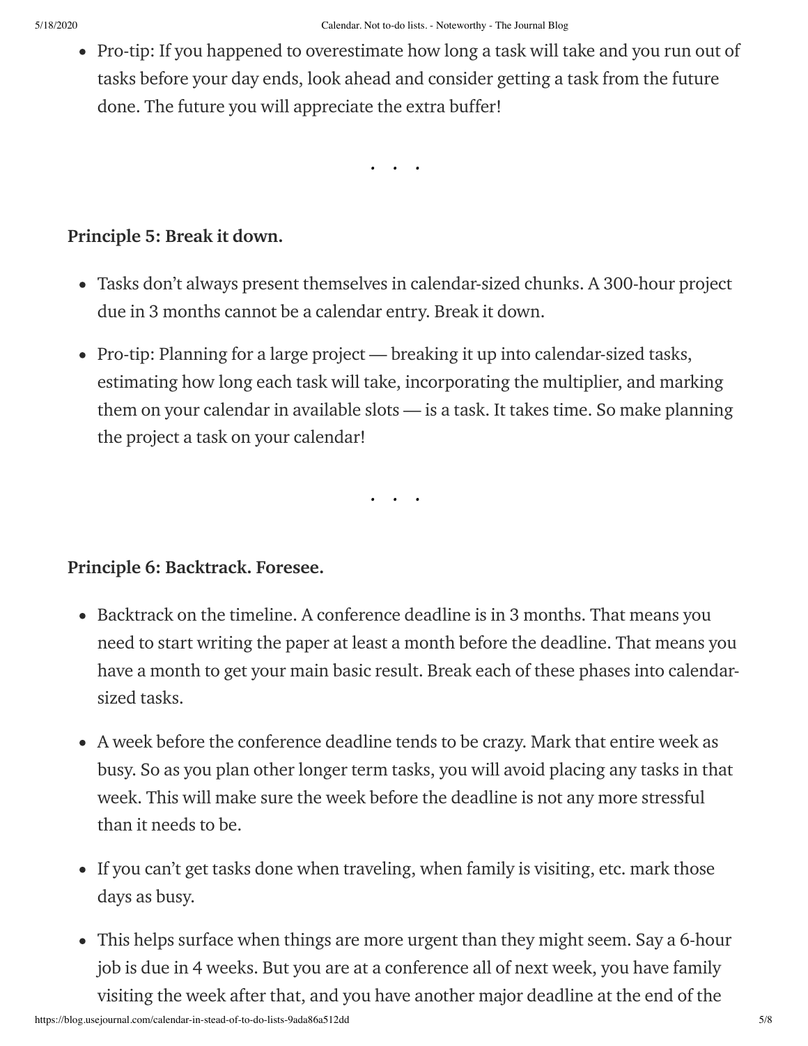- Pro-tip: If you happened to overestimate how long a task will take and you run out of tasks before your day ends, look ahead and consider getting a task from the future done. The future you will appreciate the extra buffer!

. . .

**Principle 5: Break it down.**

- Tasks don't always present themselves in calendar-sized chunks. A 300-hour project due in 3 months cannot be a calendar entry. Break it down.
- Pro-tip: Planning for a large project — breaking it up into calendar-sized tasks, estimating how long each task will take, incorporating the multiplier, and marking them on your calendar in available slots — is a task. It takes time. So make planning the project a task on your calendar!

. . .

**Principle 6: Backtrack. Foresee.**

- Backtrack on the timeline. A conference deadline is in 3 months. That means you need to start writing the paper at least a month before the deadline. That means you have a month to get your main basic result. Break each of these phases into calendar-sized tasks.
- A week before the conference deadline tends to be crazy. Mark that entire week as busy. So as you plan other longer term tasks, you will avoid placing any tasks in that week. This will make sure the week before the deadline is not any more stressful than it needs to be.
- If you can't get tasks done when traveling, when family is visiting, etc. mark those days as busy.
- This helps surface when things are more urgent than they might seem. Say a 6-hour job is due in 4 weeks. But you are at a conference all of next week, you have family visiting the week after that, and you have another major deadline at the end of the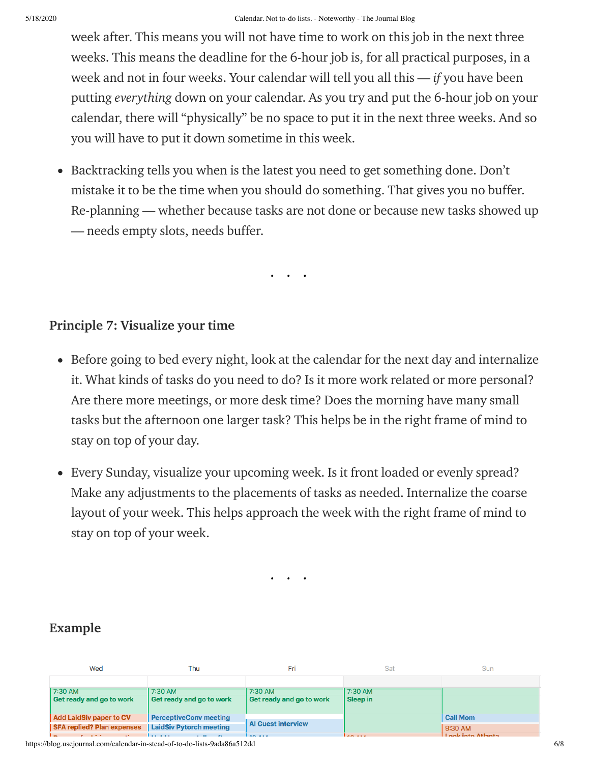week after. This means you will not have time to work on this job in the next three weeks. This means the deadline for the 6-hour job is, for all practical purposes, in a week and not in four weeks. Your calendar will tell you all this — *if* you have been putting *everything* down on your calendar. As you try and put the 6-hour job on your calendar, there will "physically" be no space to put it in the next three weeks. And so you will have to put it down sometime in this week.

- Backtracking tells you when is the latest you need to get something done. Don't mistake it to be the time when you should do something. That gives you no buffer. Re-planning — whether because tasks are not done or because new tasks showed up — needs empty slots, needs buffer.

. . .

### Principle 7: Visualize your time

- Before going to bed every night, look at the calendar for the next day and internalize it. What kinds of tasks do you need to do? Is it more work related or more personal? Are there more meetings, or more desk time? Does the morning have many small tasks but the afternoon one larger task? This helps be in the right frame of mind to stay on top of your day.
- Every Sunday, visualize your upcoming week. Is it front loaded or evenly spread? Make any adjustments to the placements of tasks as needed. Internalize the coarse layout of your week. This helps approach the week with the right frame of mind to stay on top of your week.

. . .

## Example

| Wed | Thu | Fri | Sat | Sun |
|---|---|---|---|---|
| 7:30 AM Get ready and go to work | 7:30 AM Get ready and go to work | 7:30 AM Get ready and go to work | 7:30 AM Sleep in | |
| Add LaidSiv paper to CV | PerceptiveConv meeting | AI Guest interview | | Call Mom |
| SFA replied? Plan expenses | LaidSiv Pytorch meeting | | | 9:30 AM Look into Atlanta |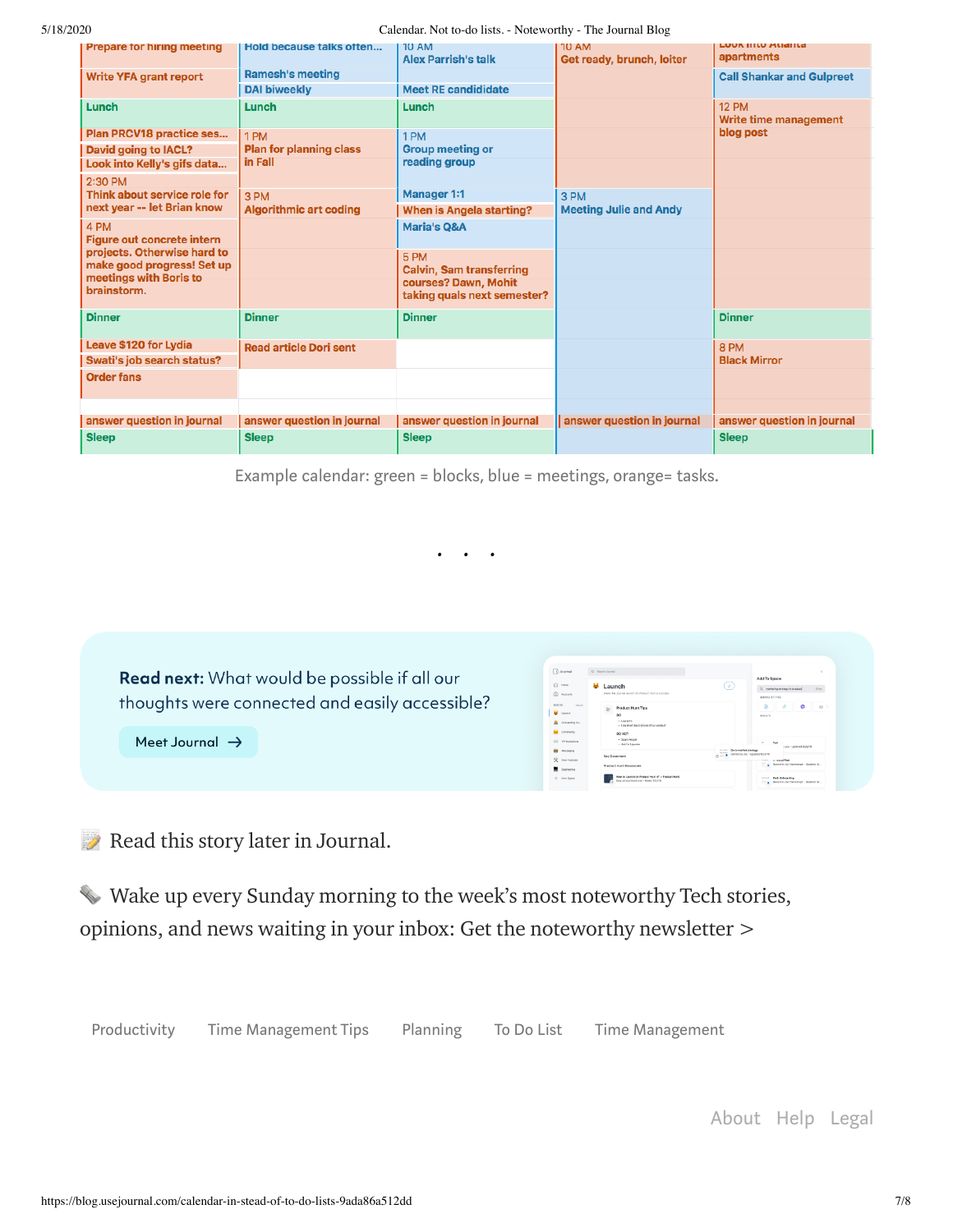Example calendar: green = blocks, blue = meetings, orange= tasks.

. . .

**Read next:** What would be possible if all our thoughts were connected and easily accessible?

Meet Journal →

📝 Read this story later in Journal.

🗞 Wake up every Sunday morning to the week's most noteworthy Tech stories, opinions, and news waiting in your inbox: Get the noteworthy newsletter >

Productivity · Time Management Tips · Planning · To Do List · Time Management

About · Help · Legal